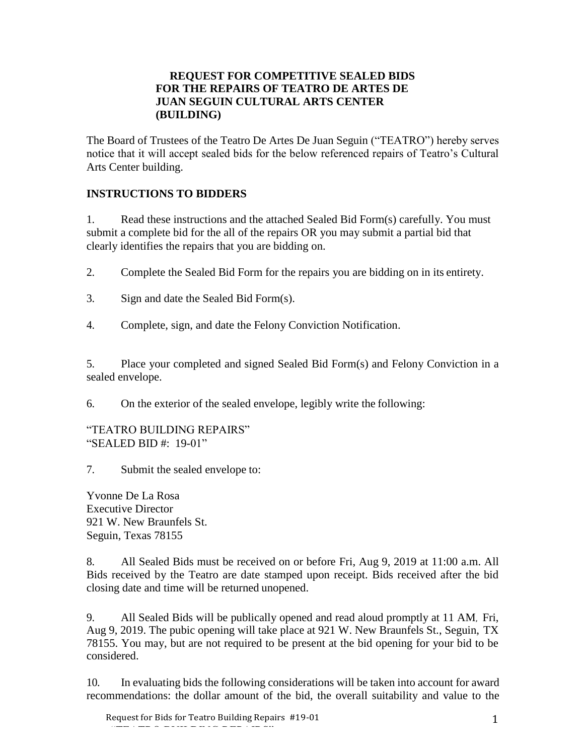# REQUEST FOR COMPETITIVE SEALED BIDS FOR THE REPAIRS OF TEATRO DE ARTES DE JUAN SEGUIN CULTURAL ARTS CENTER (BUILDING)

The Board of Trustees of the Teatro De Artes De Juan Seguin ("TEATRO") hereby serves notice that it will accept sealed bids for the below referenced repairs of Teatro's Cultural Arts Center building.

## INSTRUCTIONS TO BIDDERS

1. Read these instructions and the attached Sealed Bid Form(s) carefully. You must submit a complete bid for the all of the repairs OR you may submit a partial bid that clearly identifies the repairs that you are bidding on.

2. Complete the Sealed Bid Form for the repairs you are bidding on in its entirety.

3. Sign and date the Sealed Bid Form(s).

4. Complete, sign, and date the Felony Conviction Notification.

5. Place your completed and signed Sealed Bid Form(s) and Felony Conviction in a sealed envelope.

6. On the exterior of the sealed envelope, legibly write the following:

"TEATRO BUILDING REPAIRS"
"SEALED BID #: 19-01"

7. Submit the sealed envelope to:

Yvonne De La Rosa
Executive Director
921 W. New Braunfels St.
Seguin, Texas 78155

8. All Sealed Bids must be received on or before Fri, Aug 9, 2019 at 11:00 a.m. All Bids received by the Teatro are date stamped upon receipt. Bids received after the bid closing date and time will be returned unopened.

9. All Sealed Bids will be publically opened and read aloud promptly at 11 AM, Fri, Aug 9, 2019. The pubic opening will take place at 921 W. New Braunfels St., Seguin, TX 78155. You may, but are not required to be present at the bid opening for your bid to be considered.

10. In evaluating bids the following considerations will be taken into account for award recommendations: the dollar amount of the bid, the overall suitability and value to the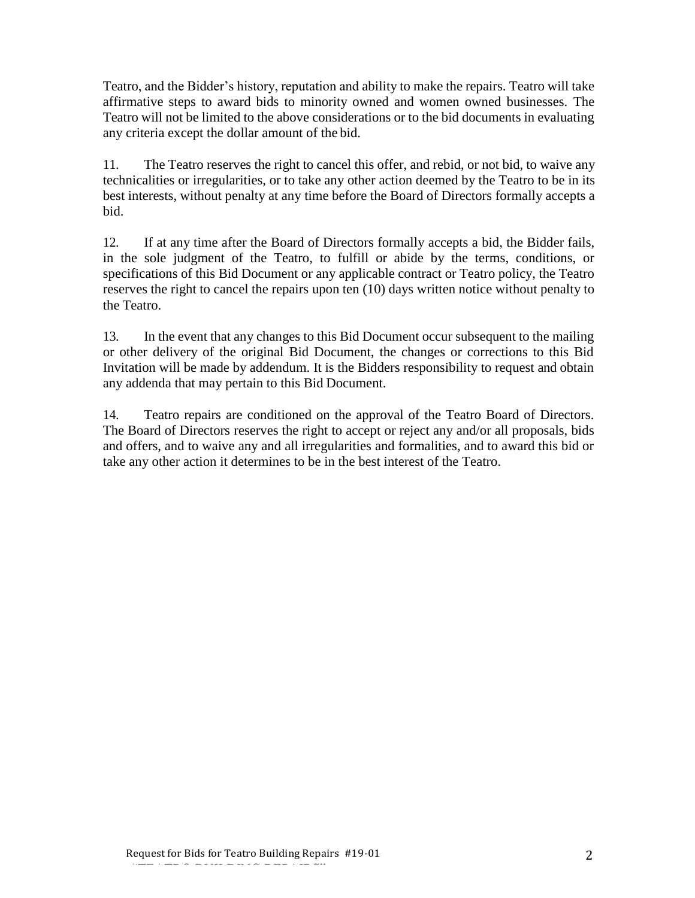Teatro, and the Bidder's history, reputation and ability to make the repairs. Teatro will take affirmative steps to award bids to minority owned and women owned businesses. The Teatro will not be limited to the above considerations or to the bid documents in evaluating any criteria except the dollar amount of the bid.

11. The Teatro reserves the right to cancel this offer, and rebid, or not bid, to waive any technicalities or irregularities, or to take any other action deemed by the Teatro to be in its best interests, without penalty at any time before the Board of Directors formally accepts a bid.

12. If at any time after the Board of Directors formally accepts a bid, the Bidder fails, in the sole judgment of the Teatro, to fulfill or abide by the terms, conditions, or specifications of this Bid Document or any applicable contract or Teatro policy, the Teatro reserves the right to cancel the repairs upon ten (10) days written notice without penalty to the Teatro.

13. In the event that any changes to this Bid Document occur subsequent to the mailing or other delivery of the original Bid Document, the changes or corrections to this Bid Invitation will be made by addendum. It is the Bidders responsibility to request and obtain any addenda that may pertain to this Bid Document.

14. Teatro repairs are conditioned on the approval of the Teatro Board of Directors. The Board of Directors reserves the right to accept or reject any and/or all proposals, bids and offers, and to waive any and all irregularities and formalities, and to award this bid or take any other action it determines to be in the best interest of the Teatro.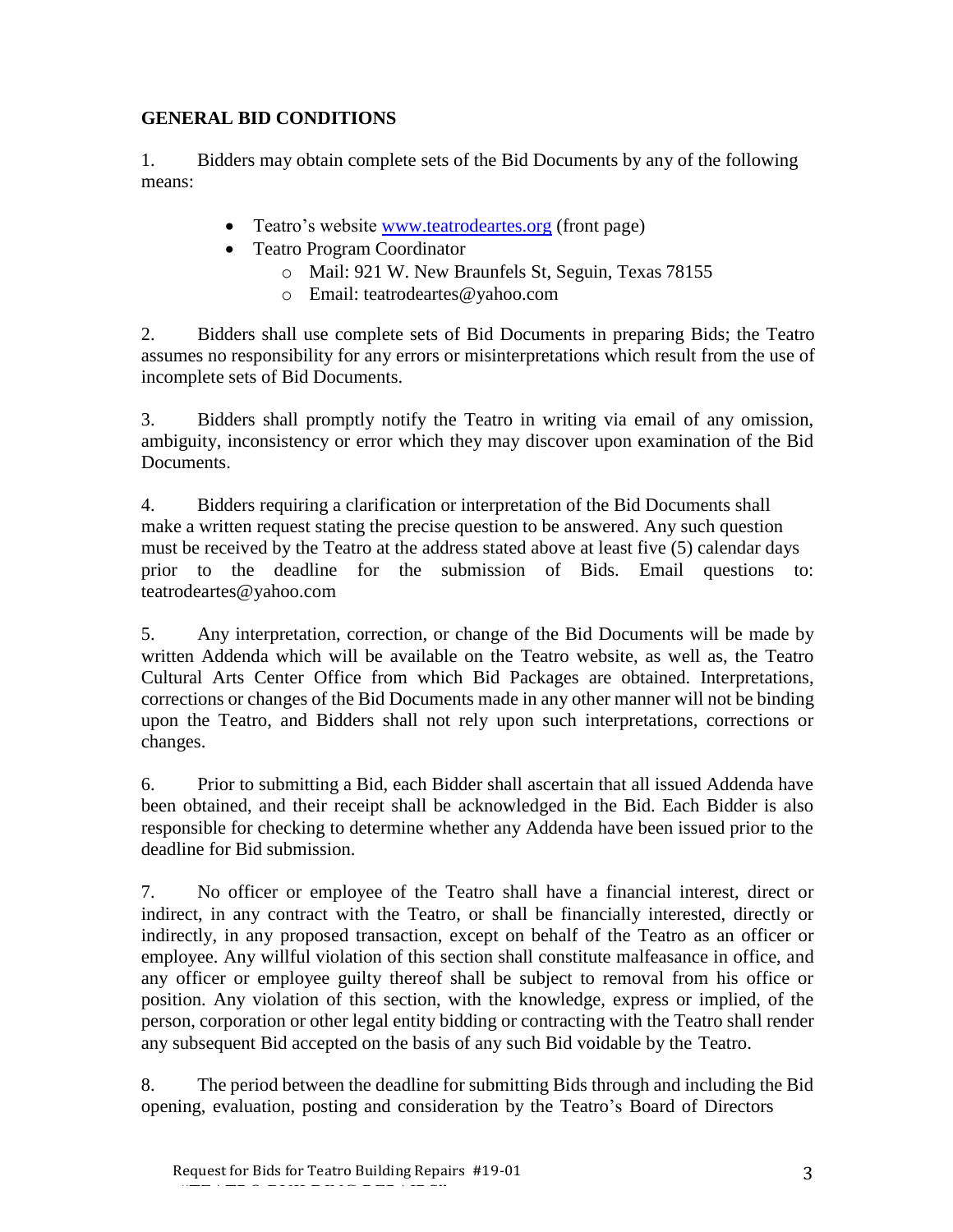## GENERAL BID CONDITIONS

1. Bidders may obtain complete sets of the Bid Documents by any of the following means:

- Teatro's website [www.teatrodeartes.org](http://www.teatrodeartes.org) (front page)
- Teatro Program Coordinator
  - Mail: 921 W. New Braunfels St, Seguin, Texas 78155
  - Email: teatrodeartes@yahoo.com

2. Bidders shall use complete sets of Bid Documents in preparing Bids; the Teatro assumes no responsibility for any errors or misinterpretations which result from the use of incomplete sets of Bid Documents.

3. Bidders shall promptly notify the Teatro in writing via email of any omission, ambiguity, inconsistency or error which they may discover upon examination of the Bid Documents.

4. Bidders requiring a clarification or interpretation of the Bid Documents shall make a written request stating the precise question to be answered. Any such question must be received by the Teatro at the address stated above at least five (5) calendar days prior to the deadline for the submission of Bids. Email questions to: teatrodeartes@yahoo.com

5. Any interpretation, correction, or change of the Bid Documents will be made by written Addenda which will be available on the Teatro website, as well as, the Teatro Cultural Arts Center Office from which Bid Packages are obtained. Interpretations, corrections or changes of the Bid Documents made in any other manner will not be binding upon the Teatro, and Bidders shall not rely upon such interpretations, corrections or changes.

6. Prior to submitting a Bid, each Bidder shall ascertain that all issued Addenda have been obtained, and their receipt shall be acknowledged in the Bid. Each Bidder is also responsible for checking to determine whether any Addenda have been issued prior to the deadline for Bid submission.

7. No officer or employee of the Teatro shall have a financial interest, direct or indirect, in any contract with the Teatro, or shall be financially interested, directly or indirectly, in any proposed transaction, except on behalf of the Teatro as an officer or employee. Any willful violation of this section shall constitute malfeasance in office, and any officer or employee guilty thereof shall be subject to removal from his office or position. Any violation of this section, with the knowledge, express or implied, of the person, corporation or other legal entity bidding or contracting with the Teatro shall render any subsequent Bid accepted on the basis of any such Bid voidable by the Teatro.

8. The period between the deadline for submitting Bids through and including the Bid opening, evaluation, posting and consideration by the Teatro's Board of Directors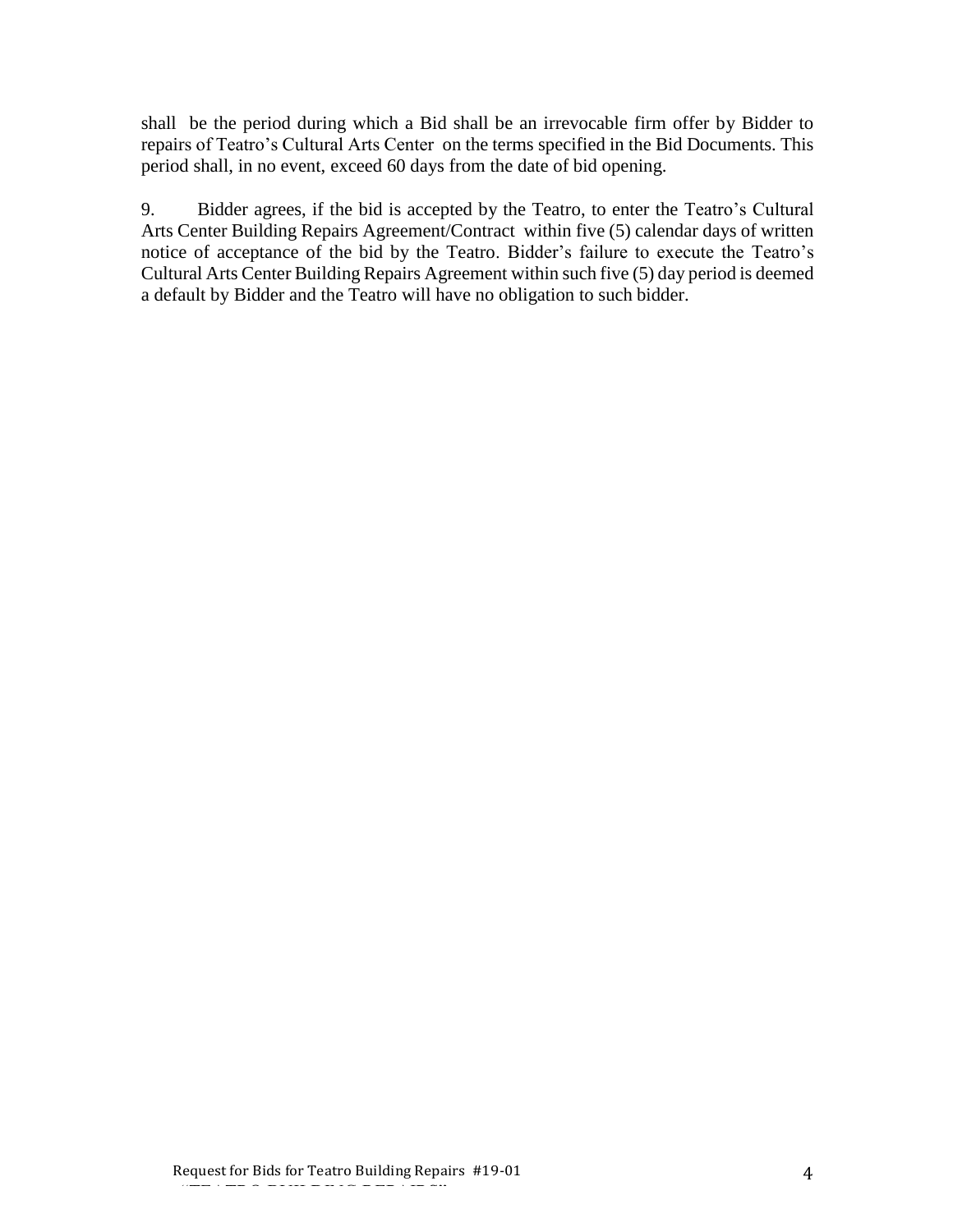shall be the period during which a Bid shall be an irrevocable firm offer by Bidder to repairs of Teatro's Cultural Arts Center on the terms specified in the Bid Documents. This period shall, in no event, exceed 60 days from the date of bid opening.

9. Bidder agrees, if the bid is accepted by the Teatro, to enter the Teatro's Cultural Arts Center Building Repairs Agreement/Contract within five (5) calendar days of written notice of acceptance of the bid by the Teatro. Bidder's failure to execute the Teatro's Cultural Arts Center Building Repairs Agreement within such five (5) day period is deemed a default by Bidder and the Teatro will have no obligation to such bidder.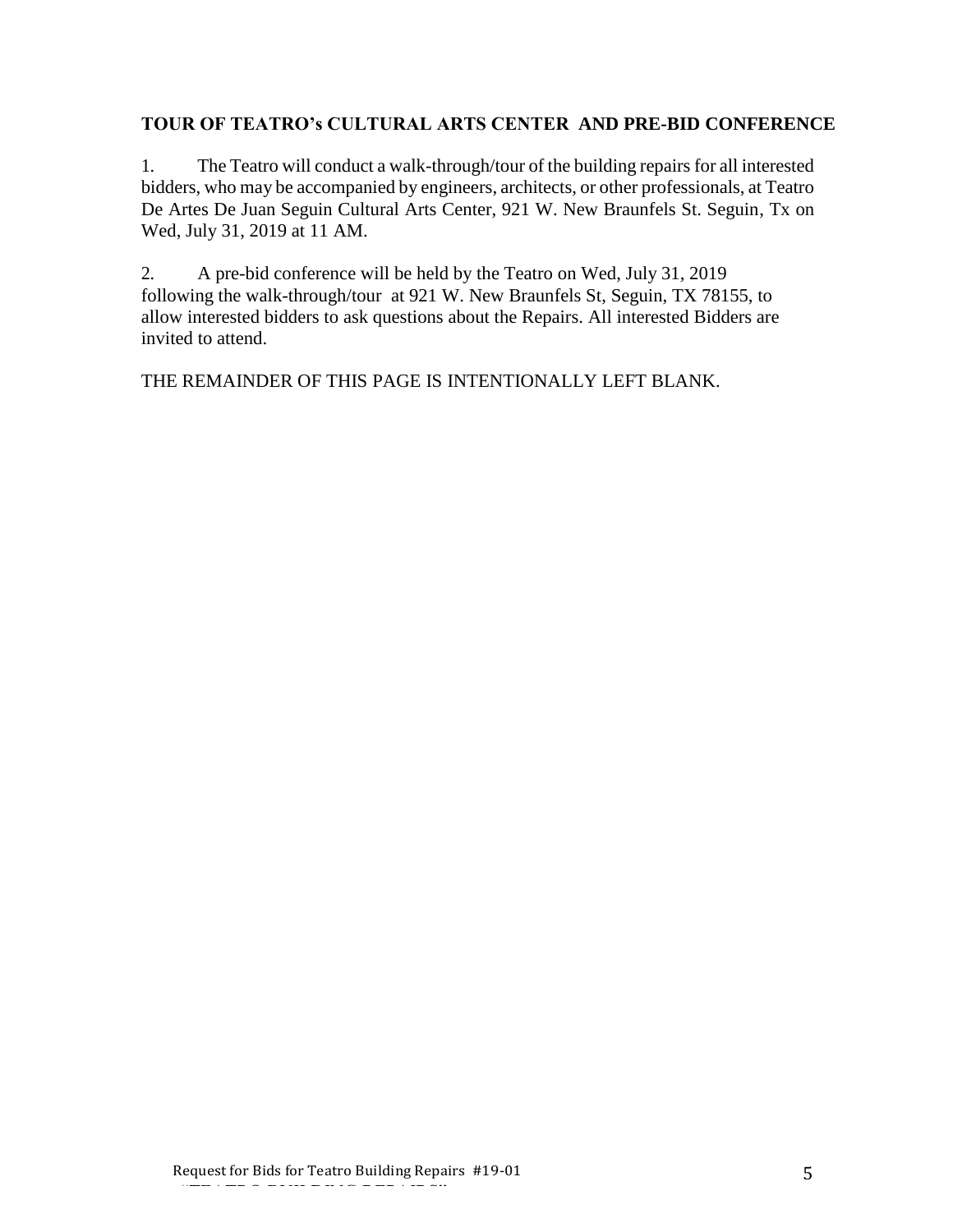### TOUR OF TEATRO's CULTURAL ARTS CENTER AND PRE-BID CONFERENCE

1. The Teatro will conduct a walk-through/tour of the building repairs for all interested bidders, who may be accompanied by engineers, architects, or other professionals, at Teatro De Artes De Juan Seguin Cultural Arts Center, 921 W. New Braunfels St. Seguin, Tx on Wed, July 31, 2019 at 11 AM.

2. A pre-bid conference will be held by the Teatro on Wed, July 31, 2019 following the walk-through/tour at 921 W. New Braunfels St, Seguin, TX 78155, to allow interested bidders to ask questions about the Repairs. All interested Bidders are invited to attend.

THE REMAINDER OF THIS PAGE IS INTENTIONALLY LEFT BLANK.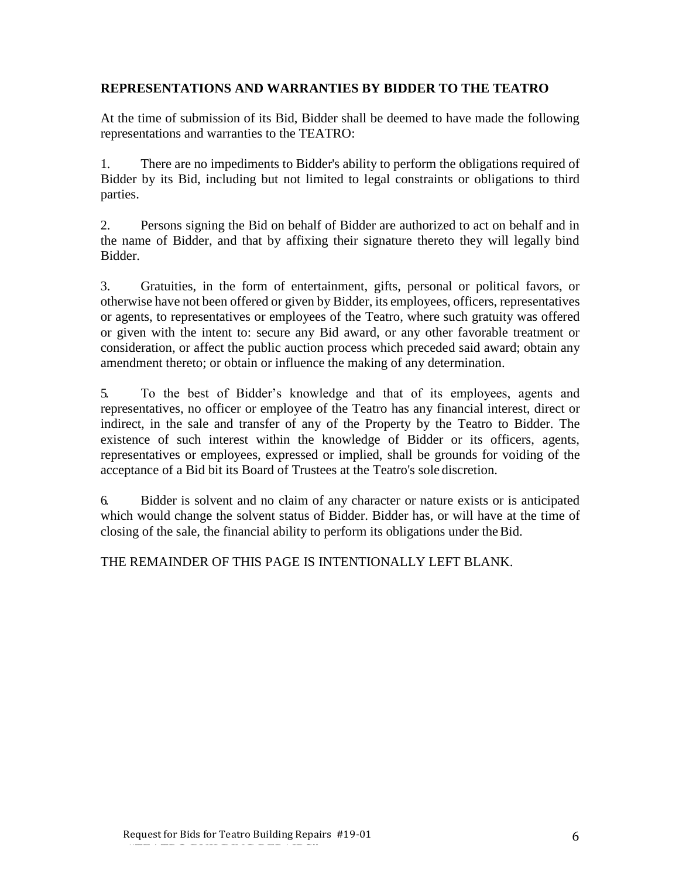**REPRESENTATIONS AND WARRANTIES BY BIDDER TO THE TEATRO**

At the time of submission of its Bid, Bidder shall be deemed to have made the following representations and warranties to the TEATRO:

1. There are no impediments to Bidder's ability to perform the obligations required of Bidder by its Bid, including but not limited to legal constraints or obligations to third parties.

2. Persons signing the Bid on behalf of Bidder are authorized to act on behalf and in the name of Bidder, and that by affixing their signature thereto they will legally bind Bidder.

3. Gratuities, in the form of entertainment, gifts, personal or political favors, or otherwise have not been offered or given by Bidder, its employees, officers, representatives or agents, to representatives or employees of the Teatro, where such gratuity was offered or given with the intent to: secure any Bid award, or any other favorable treatment or consideration, or affect the public auction process which preceded said award; obtain any amendment thereto; or obtain or influence the making of any determination.

5. To the best of Bidder's knowledge and that of its employees, agents and representatives, no officer or employee of the Teatro has any financial interest, direct or indirect, in the sale and transfer of any of the Property by the Teatro to Bidder. The existence of such interest within the knowledge of Bidder or its officers, agents, representatives or employees, expressed or implied, shall be grounds for voiding of the acceptance of a Bid bit its Board of Trustees at the Teatro's sole discretion.

6. Bidder is solvent and no claim of any character or nature exists or is anticipated which would change the solvent status of Bidder. Bidder has, or will have at the time of closing of the sale, the financial ability to perform its obligations under the Bid.

THE REMAINDER OF THIS PAGE IS INTENTIONALLY LEFT BLANK.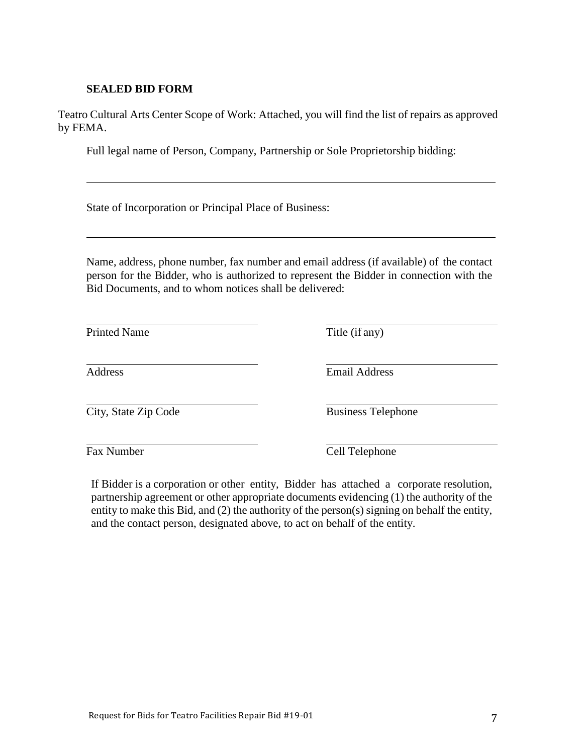**SEALED BID FORM**

Teatro Cultural Arts Center Scope of Work: Attached, you will find the list of repairs as approved by FEMA.

Full legal name of Person, Company, Partnership or Sole Proprietorship bidding:

\_\_\_\_\_\_\_\_\_\_\_\_\_\_\_\_\_\_\_\_\_\_\_\_\_\_\_\_\_\_\_\_\_\_\_\_\_\_\_\_\_\_\_\_\_\_\_\_\_\_\_\_\_\_\_\_\_\_\_\_

State of Incorporation or Principal Place of Business:

\_\_\_\_\_\_\_\_\_\_\_\_\_\_\_\_\_\_\_\_\_\_\_\_\_\_\_\_\_\_\_\_\_\_\_\_\_\_\_\_\_\_\_\_\_\_\_\_\_\_\_\_\_\_\_\_\_\_\_\_

Name, address, phone number, fax number and email address (if available) of the contact person for the Bidder, who is authorized to represent the Bidder in connection with the Bid Documents, and to whom notices shall be delivered:

| | |
|---|---|
| \_\_\_\_\_\_\_\_\_\_\_\_\_\_\_\_\_\_\_\_\_\_\_\_ | \_\_\_\_\_\_\_\_\_\_\_\_\_\_\_\_\_\_\_\_\_\_\_\_ |
| Printed Name | Title (if any) |
| \_\_\_\_\_\_\_\_\_\_\_\_\_\_\_\_\_\_\_\_\_\_\_\_ | \_\_\_\_\_\_\_\_\_\_\_\_\_\_\_\_\_\_\_\_\_\_\_\_ |
| Address | Email Address |
| \_\_\_\_\_\_\_\_\_\_\_\_\_\_\_\_\_\_\_\_\_\_\_\_ | \_\_\_\_\_\_\_\_\_\_\_\_\_\_\_\_\_\_\_\_\_\_\_\_ |
| City, State Zip Code | Business Telephone |
| \_\_\_\_\_\_\_\_\_\_\_\_\_\_\_\_\_\_\_\_\_\_\_\_ | \_\_\_\_\_\_\_\_\_\_\_\_\_\_\_\_\_\_\_\_\_\_\_\_ |
| Fax Number | Cell Telephone |

If Bidder is a corporation or other entity, Bidder has attached a corporate resolution, partnership agreement or other appropriate documents evidencing (1) the authority of the entity to make this Bid, and (2) the authority of the person(s) signing on behalf the entity, and the contact person, designated above, to act on behalf of the entity.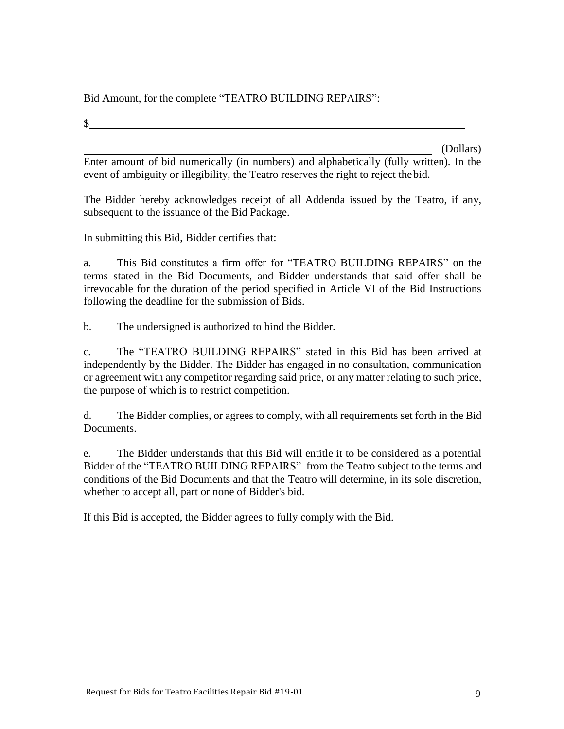Bid Amount, for the complete "TEATRO BUILDING REPAIRS":

$\_\_\_\_\_\_\_\_\_\_\_\_\_\_\_\_\_\_\_\_\_\_\_\_\_\_\_\_\_\_\_\_\_\_\_\_\_\_\_\_\_\_\_\_\_\_\_\_\_\_\_\_\_\_\_\_\_\_\_\_\_\_\_\_

\_\_\_\_\_\_\_\_\_\_\_\_\_\_\_\_\_\_\_\_\_\_\_\_\_\_\_\_\_\_\_\_\_\_\_\_\_\_\_\_\_\_\_\_\_\_\_\_\_\_\_\_\_\_\_\_\_\_\_\_\_\_ (Dollars)

Enter amount of bid numerically (in numbers) and alphabetically (fully written). In the event of ambiguity or illegibility, the Teatro reserves the right to reject the bid.

The Bidder hereby acknowledges receipt of all Addenda issued by the Teatro, if any, subsequent to the issuance of the Bid Package.

In submitting this Bid, Bidder certifies that:

a. This Bid constitutes a firm offer for "TEATRO BUILDING REPAIRS" on the terms stated in the Bid Documents, and Bidder understands that said offer shall be irrevocable for the duration of the period specified in Article VI of the Bid Instructions following the deadline for the submission of Bids.

b. The undersigned is authorized to bind the Bidder.

c. The "TEATRO BUILDING REPAIRS" stated in this Bid has been arrived at independently by the Bidder. The Bidder has engaged in no consultation, communication or agreement with any competitor regarding said price, or any matter relating to such price, the purpose of which is to restrict competition.

d. The Bidder complies, or agrees to comply, with all requirements set forth in the Bid Documents.

e. The Bidder understands that this Bid will entitle it to be considered as a potential Bidder of the "TEATRO BUILDING REPAIRS" from the Teatro subject to the terms and conditions of the Bid Documents and that the Teatro will determine, in its sole discretion, whether to accept all, part or none of Bidder's bid.

If this Bid is accepted, the Bidder agrees to fully comply with the Bid.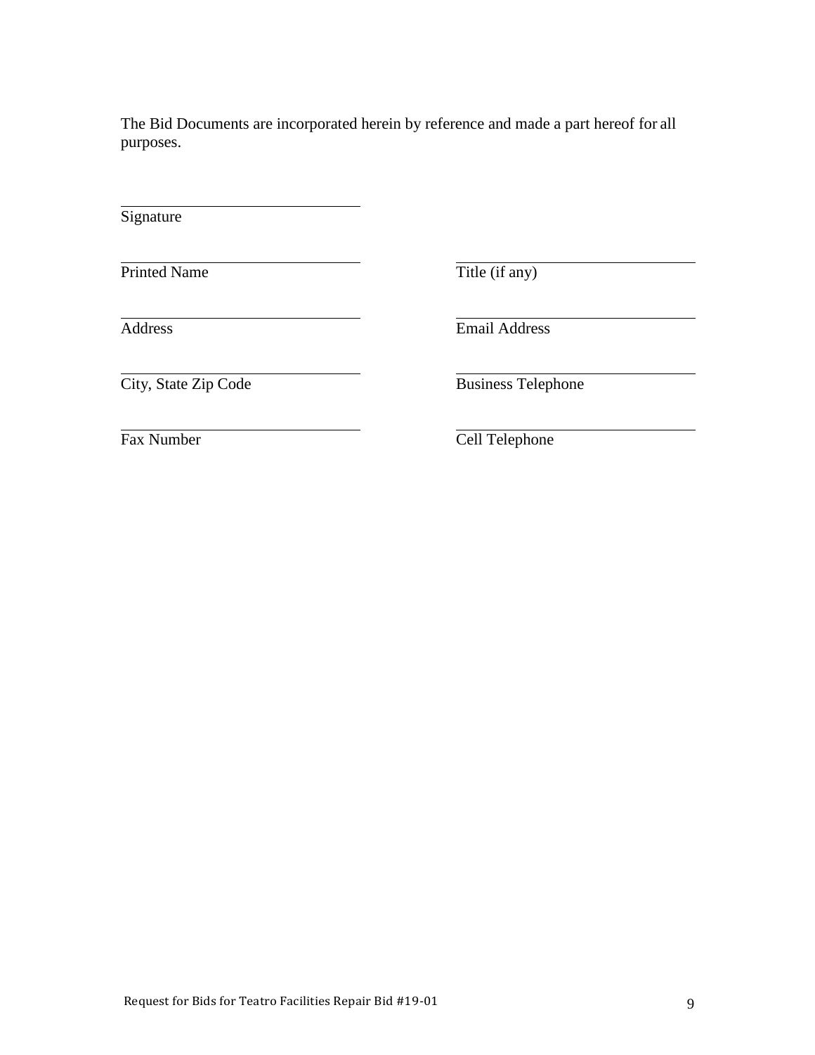The Bid Documents are incorporated herein by reference and made a part hereof for all purposes.

\_\_\_\_\_\_\_\_\_\_\_\_\_\_\_\_\_\_\_\_\_\_\_\_\_\_\_\_\_\_
Signature

| | |
|---|---|
| \_\_\_\_\_\_\_\_\_\_\_\_\_\_\_\_\_\_\_\_\_\_\_\_\_\_\_\_\_\_<br>Printed Name | \_\_\_\_\_\_\_\_\_\_\_\_\_\_\_\_\_\_\_\_\_\_\_\_\_\_\_\_\_\_<br>Title (if any) |
| \_\_\_\_\_\_\_\_\_\_\_\_\_\_\_\_\_\_\_\_\_\_\_\_\_\_\_\_\_\_<br>Address | \_\_\_\_\_\_\_\_\_\_\_\_\_\_\_\_\_\_\_\_\_\_\_\_\_\_\_\_\_\_<br>Email Address |
| \_\_\_\_\_\_\_\_\_\_\_\_\_\_\_\_\_\_\_\_\_\_\_\_\_\_\_\_\_\_<br>City, State Zip Code | \_\_\_\_\_\_\_\_\_\_\_\_\_\_\_\_\_\_\_\_\_\_\_\_\_\_\_\_\_\_<br>Business Telephone |
| \_\_\_\_\_\_\_\_\_\_\_\_\_\_\_\_\_\_\_\_\_\_\_\_\_\_\_\_\_\_<br>Fax Number | \_\_\_\_\_\_\_\_\_\_\_\_\_\_\_\_\_\_\_\_\_\_\_\_\_\_\_\_\_\_<br>Cell Telephone |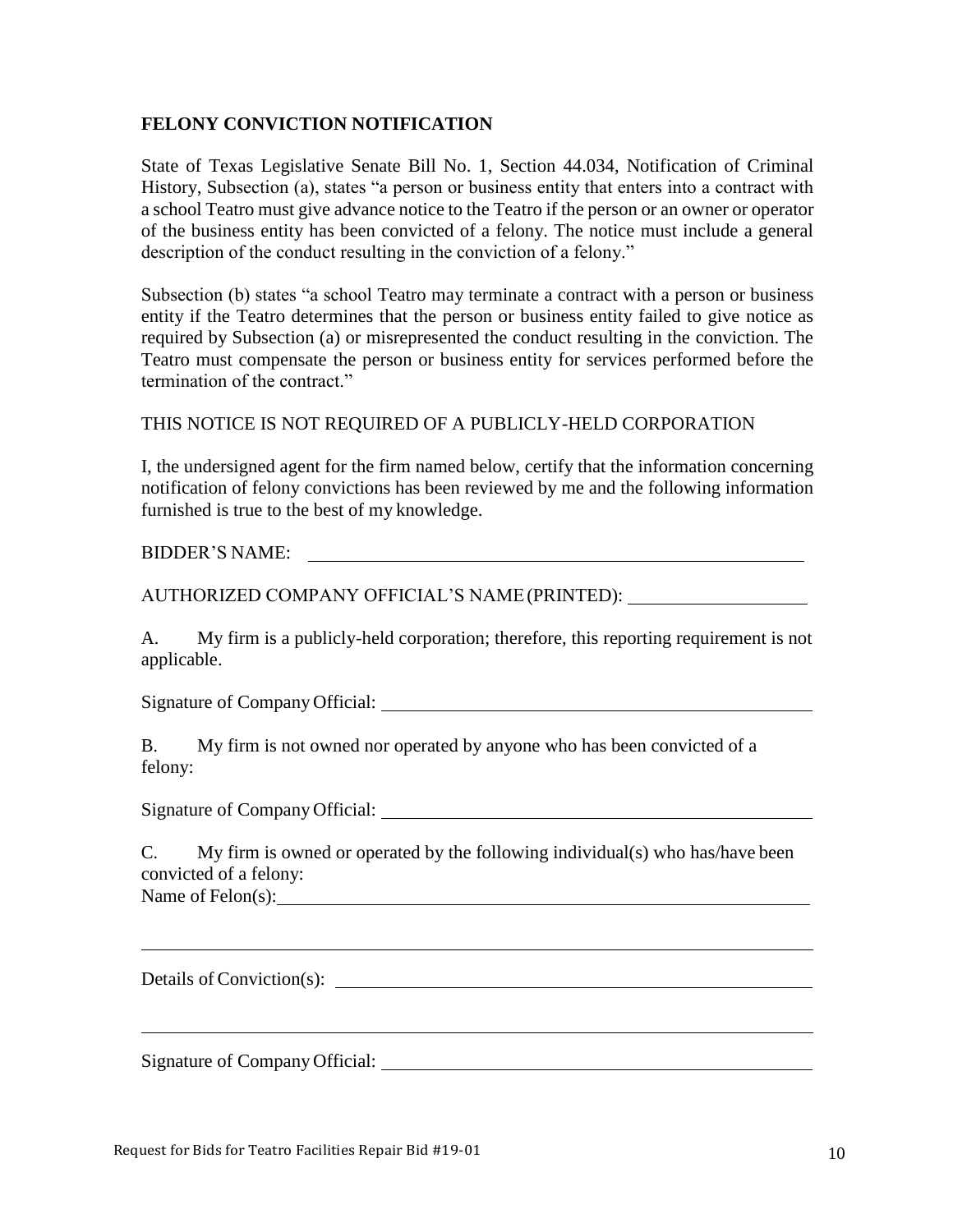**FELONY CONVICTION NOTIFICATION**

State of Texas Legislative Senate Bill No. 1, Section 44.034, Notification of Criminal History, Subsection (a), states "a person or business entity that enters into a contract with a school Teatro must give advance notice to the Teatro if the person or an owner or operator of the business entity has been convicted of a felony. The notice must include a general description of the conduct resulting in the conviction of a felony."

Subsection (b) states "a school Teatro may terminate a contract with a person or business entity if the Teatro determines that the person or business entity failed to give notice as required by Subsection (a) or misrepresented the conduct resulting in the conviction. The Teatro must compensate the person or business entity for services performed before the termination of the contract."

THIS NOTICE IS NOT REQUIRED OF A PUBLICLY-HELD CORPORATION

I, the undersigned agent for the firm named below, certify that the information concerning notification of felony convictions has been reviewed by me and the following information furnished is true to the best of my knowledge.

BIDDER'S NAME: ______________________________________________

AUTHORIZED COMPANY OFFICIAL'S NAME (PRINTED): ____________________

A. My firm is a publicly-held corporation; therefore, this reporting requirement is not applicable.

Signature of Company Official: ______________________________________________

B. My firm is not owned nor operated by anyone who has been convicted of a felony:

Signature of Company Official: ______________________________________________

C. My firm is owned or operated by the following individual(s) who has/have been convicted of a felony:

Name of Felon(s): ______________________________________________

______________________________________________

Details of Conviction(s): ______________________________________________

______________________________________________

Signature of Company Official: ______________________________________________

Request for Bids for Teatro Facilities Repair Bid #19-01